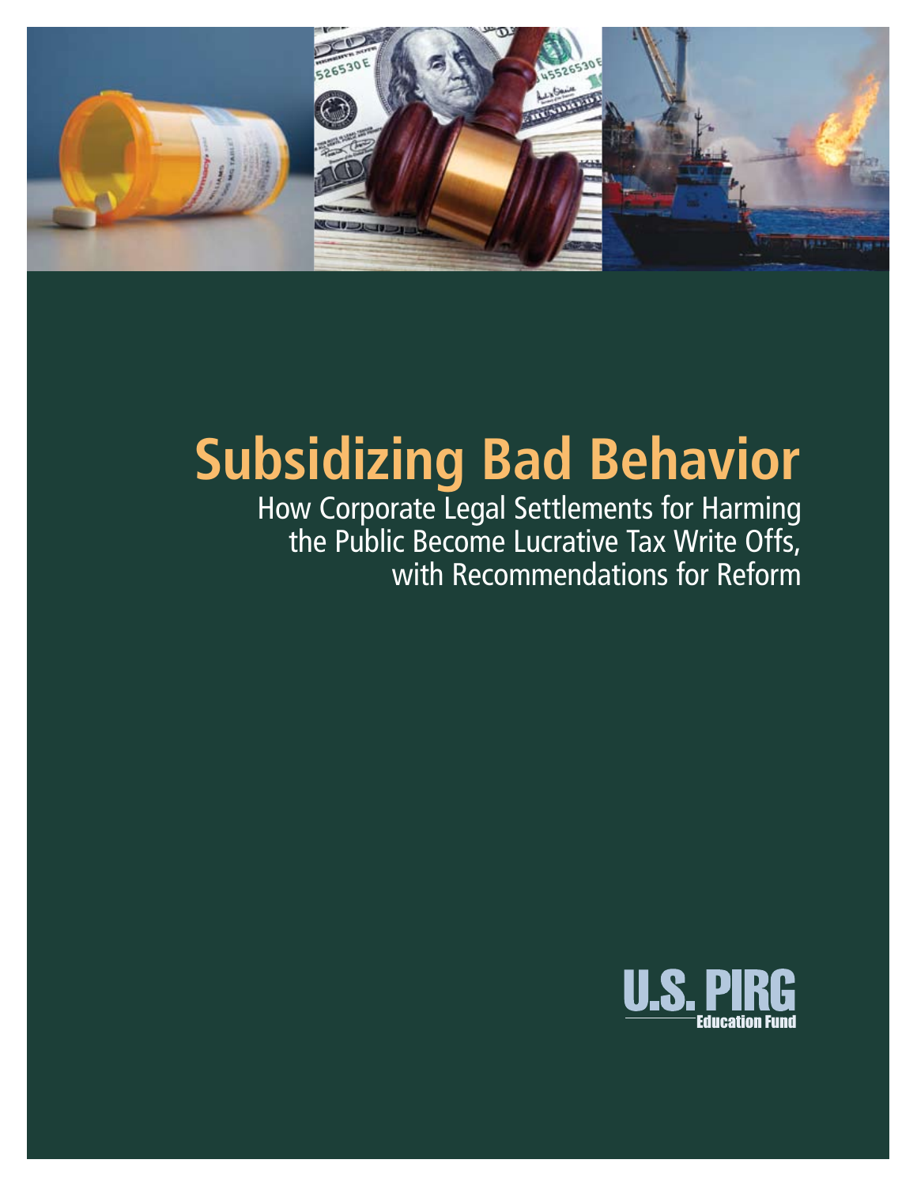# Subsidizing Bad Behavior

How Corporate Legal Settlements for Harming the Public Become Lucrative Tax Write Offs, with Recommendations for Reform

U.S. PIRG Education Fund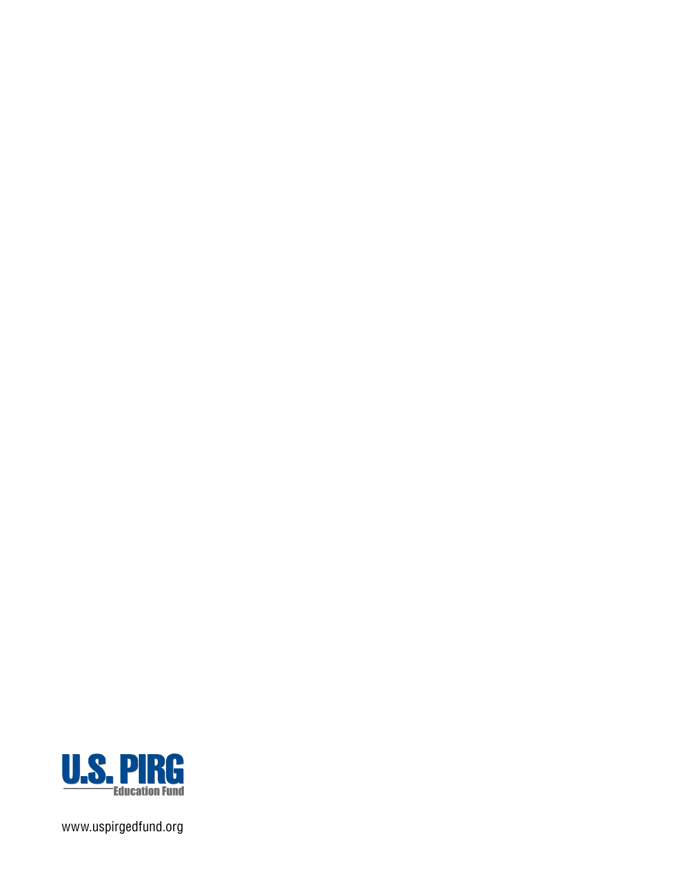U.S. PIRG

Education Fund

www.uspirgedfund.org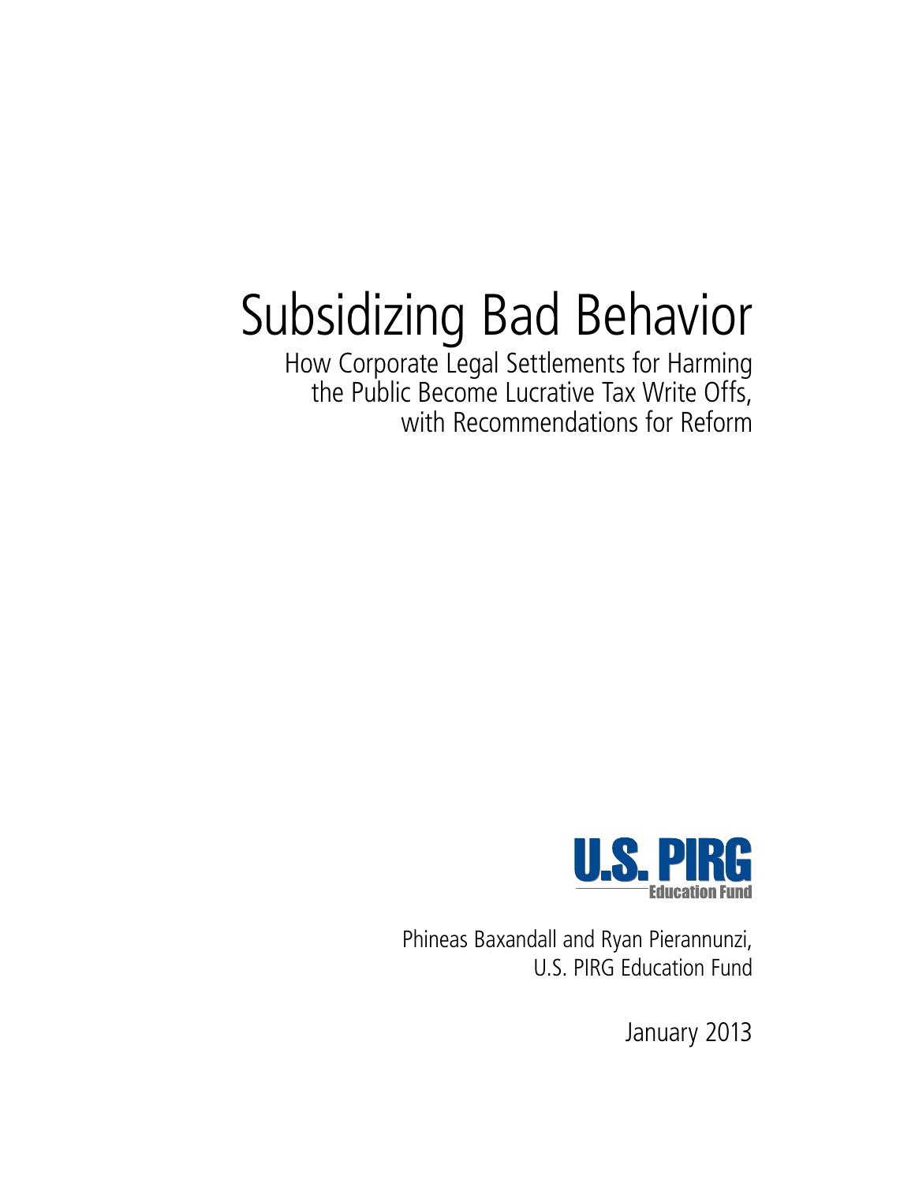# Subsidizing Bad Behavior

How Corporate Legal Settlements for Harming the Public Become Lucrative Tax Write Offs, with Recommendations for Reform

U.S. PIRG Education Fund

Phineas Baxandall and Ryan Pierannunzi,
U.S. PIRG Education Fund

January 2013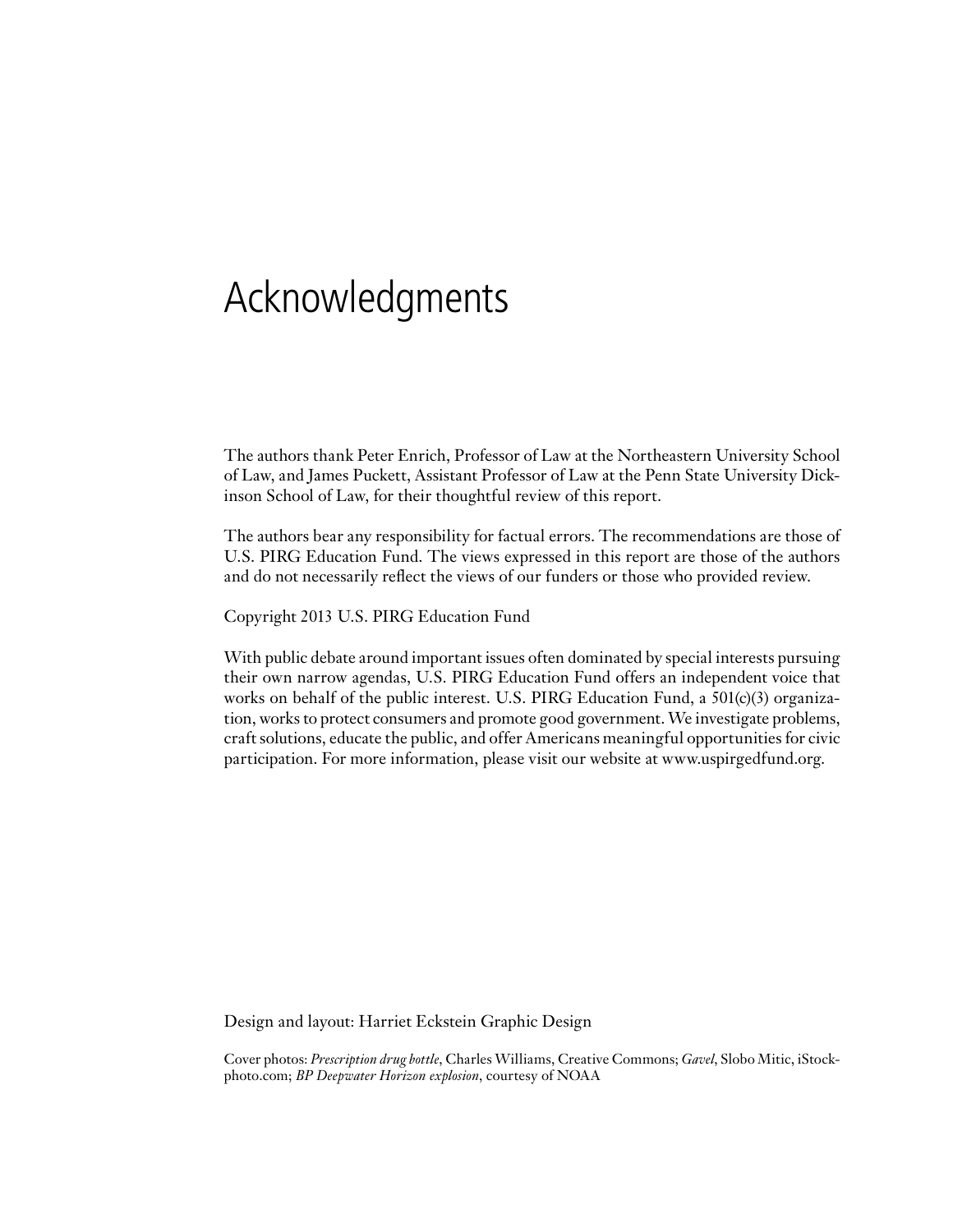# Acknowledgments

The authors thank Peter Enrich, Professor of Law at the Northeastern University School of Law, and James Puckett, Assistant Professor of Law at the Penn State University Dickinson School of Law, for their thoughtful review of this report.

The authors bear any responsibility for factual errors. The recommendations are those of U.S. PIRG Education Fund. The views expressed in this report are those of the authors and do not necessarily reflect the views of our funders or those who provided review.

Copyright 2013 U.S. PIRG Education Fund

With public debate around important issues often dominated by special interests pursuing their own narrow agendas, U.S. PIRG Education Fund offers an independent voice that works on behalf of the public interest. U.S. PIRG Education Fund, a 501(c)(3) organization, works to protect consumers and promote good government. We investigate problems, craft solutions, educate the public, and offer Americans meaningful opportunities for civic participation. For more information, please visit our website at www.uspirgedfund.org.

Design and layout: Harriet Eckstein Graphic Design

Cover photos: *Prescription drug bottle*, Charles Williams, Creative Commons; *Gavel*, Slobo Mitic, iStockphoto.com; *BP Deepwater Horizon explosion*, courtesy of NOAA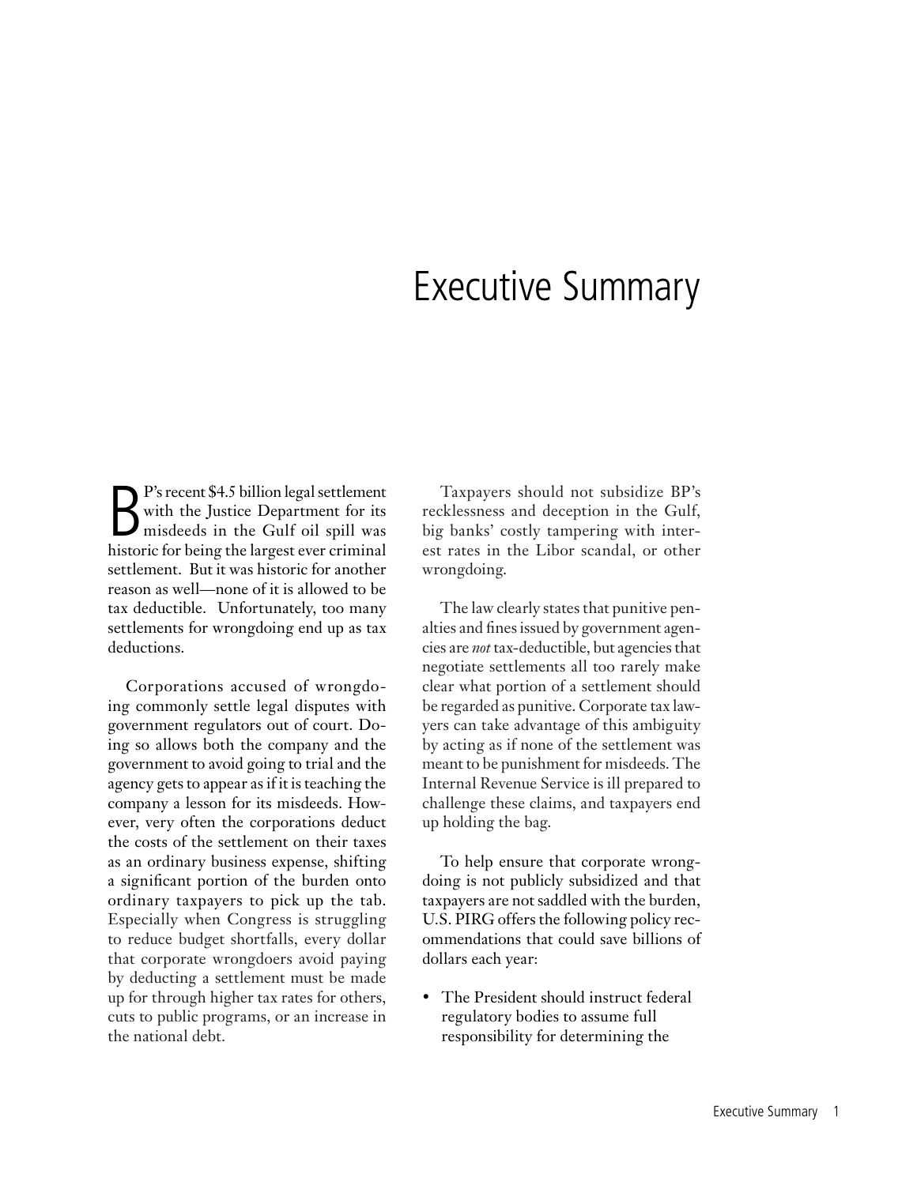# Executive Summary

BP's recent $4.5 billion legal settlement with the Justice Department for its misdeeds in the Gulf oil spill was historic for being the largest ever criminal settlement. But it was historic for another reason as well—none of it is allowed to be tax deductible. Unfortunately, too many settlements for wrongdoing end up as tax deductions.

Corporations accused of wrongdoing commonly settle legal disputes with government regulators out of court. Doing so allows both the company and the government to avoid going to trial and the agency gets to appear as if it is teaching the company a lesson for its misdeeds. However, very often the corporations deduct the costs of the settlement on their taxes as an ordinary business expense, shifting a significant portion of the burden onto ordinary taxpayers to pick up the tab. Especially when Congress is struggling to reduce budget shortfalls, every dollar that corporate wrongdoers avoid paying by deducting a settlement must be made up for through higher tax rates for others, cuts to public programs, or an increase in the national debt.

Taxpayers should not subsidize BP's recklessness and deception in the Gulf, big banks' costly tampering with interest rates in the Libor scandal, or other wrongdoing.

The law clearly states that punitive penalties and fines issued by government agencies are *not* tax-deductible, but agencies that negotiate settlements all too rarely make clear what portion of a settlement should be regarded as punitive. Corporate tax lawyers can take advantage of this ambiguity by acting as if none of the settlement was meant to be punishment for misdeeds. The Internal Revenue Service is ill prepared to challenge these claims, and taxpayers end up holding the bag.

To help ensure that corporate wrongdoing is not publicly subsidized and that taxpayers are not saddled with the burden, U.S. PIRG offers the following policy recommendations that could save billions of dollars each year:

- The President should instruct federal regulatory bodies to assume full responsibility for determining the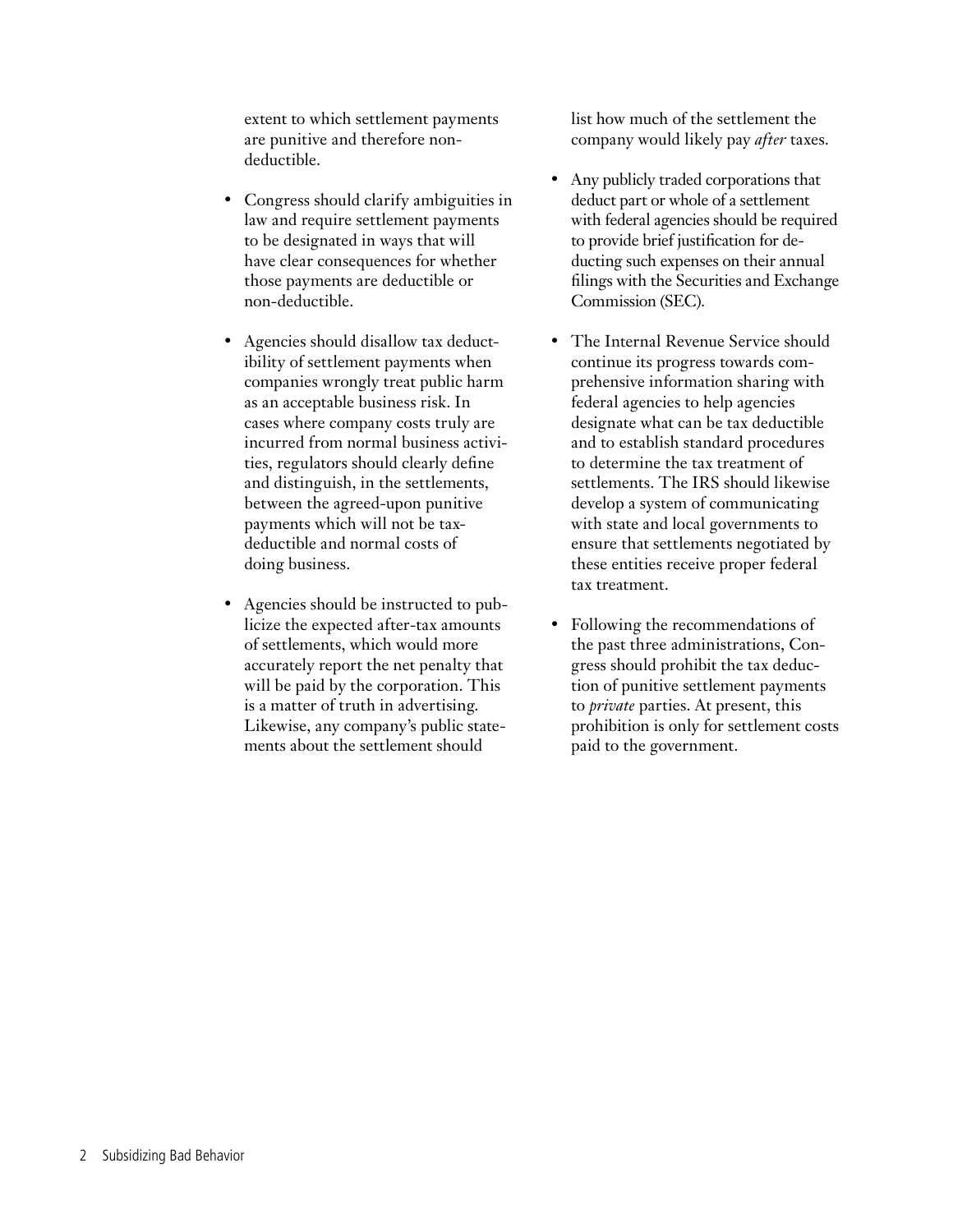extent to which settlement payments are punitive and therefore non-deductible.

- Congress should clarify ambiguities in law and require settlement payments to be designated in ways that will have clear consequences for whether those payments are deductible or non-deductible.

- Agencies should disallow tax deductibility of settlement payments when companies wrongly treat public harm as an acceptable business risk. In cases where company costs truly are incurred from normal business activities, regulators should clearly define and distinguish, in the settlements, between the agreed-upon punitive payments which will not be tax-deductible and normal costs of doing business.

- Agencies should be instructed to publicize the expected after-tax amounts of settlements, which would more accurately report the net penalty that will be paid by the corporation. This is a matter of truth in advertising. Likewise, any company's public statements about the settlement should list how much of the settlement the company would likely pay *after* taxes.

- Any publicly traded corporations that deduct part or whole of a settlement with federal agencies should be required to provide brief justification for deducting such expenses on their annual filings with the Securities and Exchange Commission (SEC).

- The Internal Revenue Service should continue its progress towards comprehensive information sharing with federal agencies to help agencies designate what can be tax deductible and to establish standard procedures to determine the tax treatment of settlements. The IRS should likewise develop a system of communicating with state and local governments to ensure that settlements negotiated by these entities receive proper federal tax treatment.

- Following the recommendations of the past three administrations, Congress should prohibit the tax deduction of punitive settlement payments to *private* parties. At present, this prohibition is only for settlement costs paid to the government.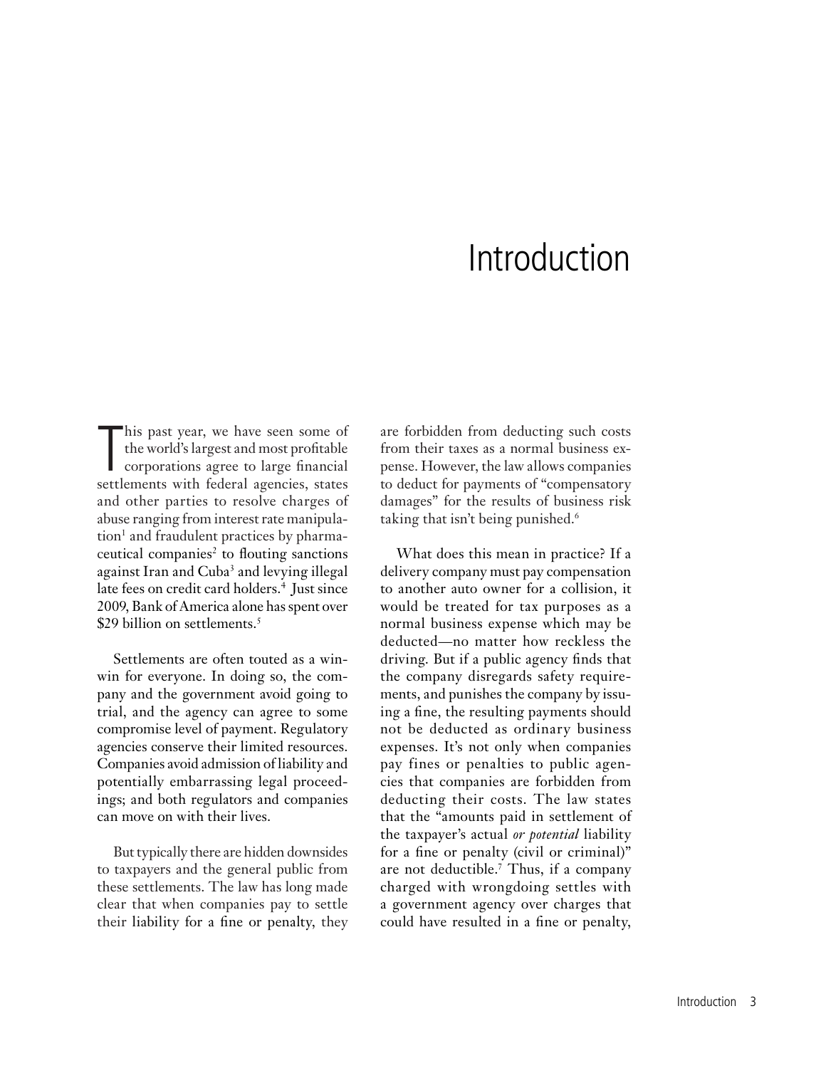# Introduction

This past year, we have seen some of the world's largest and most profitable corporations agree to large financial settlements with federal agencies, states and other parties to resolve charges of abuse ranging from interest rate manipulation[1] and fraudulent practices by pharmaceutical companies[2] to flouting sanctions against Iran and Cuba[3] and levying illegal late fees on credit card holders.[4] Just since 2009, Bank of America alone has spent over $29 billion on settlements.[5]

Settlements are often touted as a win-win for everyone. In doing so, the company and the government avoid going to trial, and the agency can agree to some compromise level of payment. Regulatory agencies conserve their limited resources. Companies avoid admission of liability and potentially embarrassing legal proceedings; and both regulators and companies can move on with their lives.

But typically there are hidden downsides to taxpayers and the general public from these settlements. The law has long made clear that when companies pay to settle their liability for a fine or penalty, they are forbidden from deducting such costs from their taxes as a normal business expense. However, the law allows companies to deduct for payments of "compensatory damages" for the results of business risk taking that isn't being punished.[6]

What does this mean in practice? If a delivery company must pay compensation to another auto owner for a collision, it would be treated for tax purposes as a normal business expense which may be deducted—no matter how reckless the driving. But if a public agency finds that the company disregards safety requirements, and punishes the company by issuing a fine, the resulting payments should not be deducted as ordinary business expenses. It's not only when companies pay fines or penalties to public agencies that companies are forbidden from deducting their costs. The law states that the "amounts paid in settlement of the taxpayer's actual *or potential* liability for a fine or penalty (civil or criminal)" are not deductible.[7] Thus, if a company charged with wrongdoing settles with a government agency over charges that could have resulted in a fine or penalty,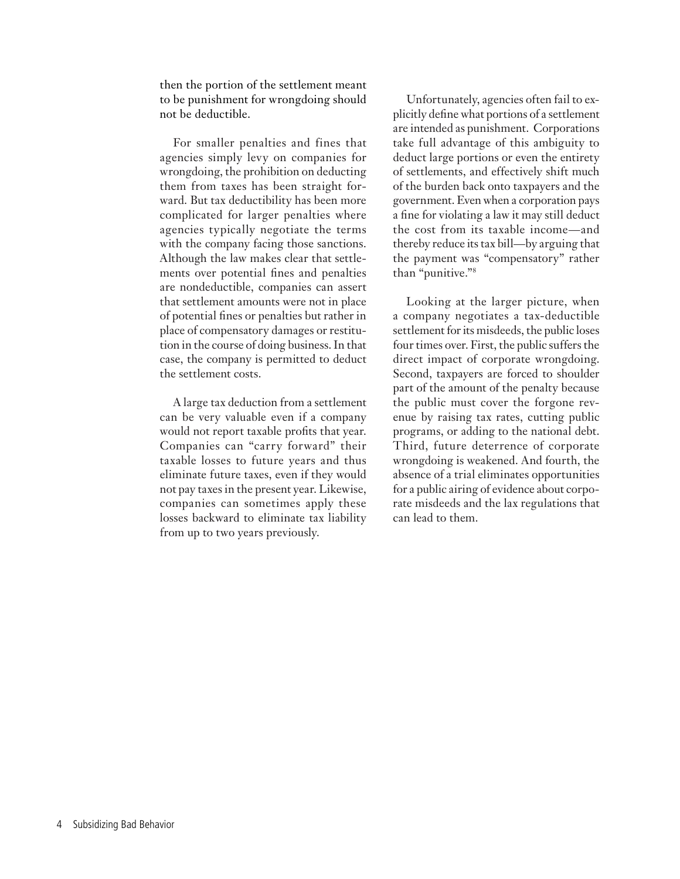then the portion of the settlement meant to be punishment for wrongdoing should not be deductible.

For smaller penalties and fines that agencies simply levy on companies for wrongdoing, the prohibition on deducting them from taxes has been straight forward. But tax deductibility has been more complicated for larger penalties where agencies typically negotiate the terms with the company facing those sanctions. Although the law makes clear that settlements over potential fines and penalties are nondeductible, companies can assert that settlement amounts were not in place of potential fines or penalties but rather in place of compensatory damages or restitution in the course of doing business. In that case, the company is permitted to deduct the settlement costs.

A large tax deduction from a settlement can be very valuable even if a company would not report taxable profits that year. Companies can "carry forward" their taxable losses to future years and thus eliminate future taxes, even if they would not pay taxes in the present year. Likewise, companies can sometimes apply these losses backward to eliminate tax liability from up to two years previously.

Unfortunately, agencies often fail to explicitly define what portions of a settlement are intended as punishment. Corporations take full advantage of this ambiguity to deduct large portions or even the entirety of settlements, and effectively shift much of the burden back onto taxpayers and the government. Even when a corporation pays a fine for violating a law it may still deduct the cost from its taxable income—and thereby reduce its tax bill—by arguing that the payment was "compensatory" rather than "punitive."[8]

Looking at the larger picture, when a company negotiates a tax-deductible settlement for its misdeeds, the public loses four times over. First, the public suffers the direct impact of corporate wrongdoing. Second, taxpayers are forced to shoulder part of the amount of the penalty because the public must cover the forgone revenue by raising tax rates, cutting public programs, or adding to the national debt. Third, future deterrence of corporate wrongdoing is weakened. And fourth, the absence of a trial eliminates opportunities for a public airing of evidence about corporate misdeeds and the lax regulations that can lead to them.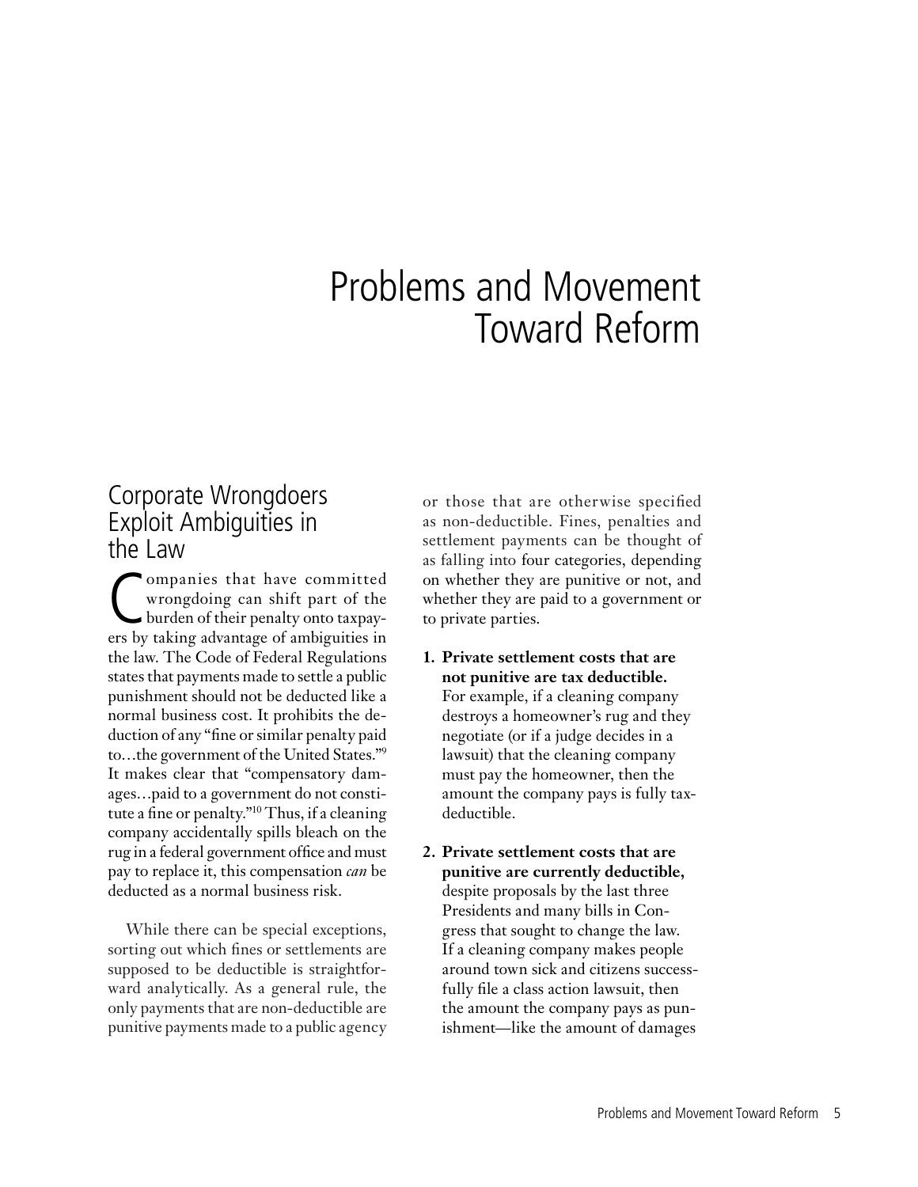# Problems and Movement Toward Reform

## Corporate Wrongdoers Exploit Ambiguities in the Law

Companies that have committed wrongdoing can shift part of the burden of their penalty onto taxpayers by taking advantage of ambiguities in the law. The Code of Federal Regulations states that payments made to settle a public punishment should not be deducted like a normal business cost. It prohibits the deduction of any "fine or similar penalty paid to…the government of the United States."[9] It makes clear that "compensatory damages…paid to a government do not constitute a fine or penalty."[10] Thus, if a cleaning company accidentally spills bleach on the rug in a federal government office and must pay to replace it, this compensation *can* be deducted as a normal business risk.

While there can be special exceptions, sorting out which fines or settlements are supposed to be deductible is straightforward analytically. As a general rule, the only payments that are non-deductible are punitive payments made to a public agency or those that are otherwise specified as non-deductible. Fines, penalties and settlement payments can be thought of as falling into four categories, depending on whether they are punitive or not, and whether they are paid to a government or to private parties.

1. **Private settlement costs that are not punitive are tax deductible.** For example, if a cleaning company destroys a homeowner's rug and they negotiate (or if a judge decides in a lawsuit) that the cleaning company must pay the homeowner, then the amount the company pays is fully tax-deductible.

2. **Private settlement costs that are punitive are currently deductible,** despite proposals by the last three Presidents and many bills in Congress that sought to change the law. If a cleaning company makes people around town sick and citizens successfully file a class action lawsuit, then the amount the company pays as punishment—like the amount of damages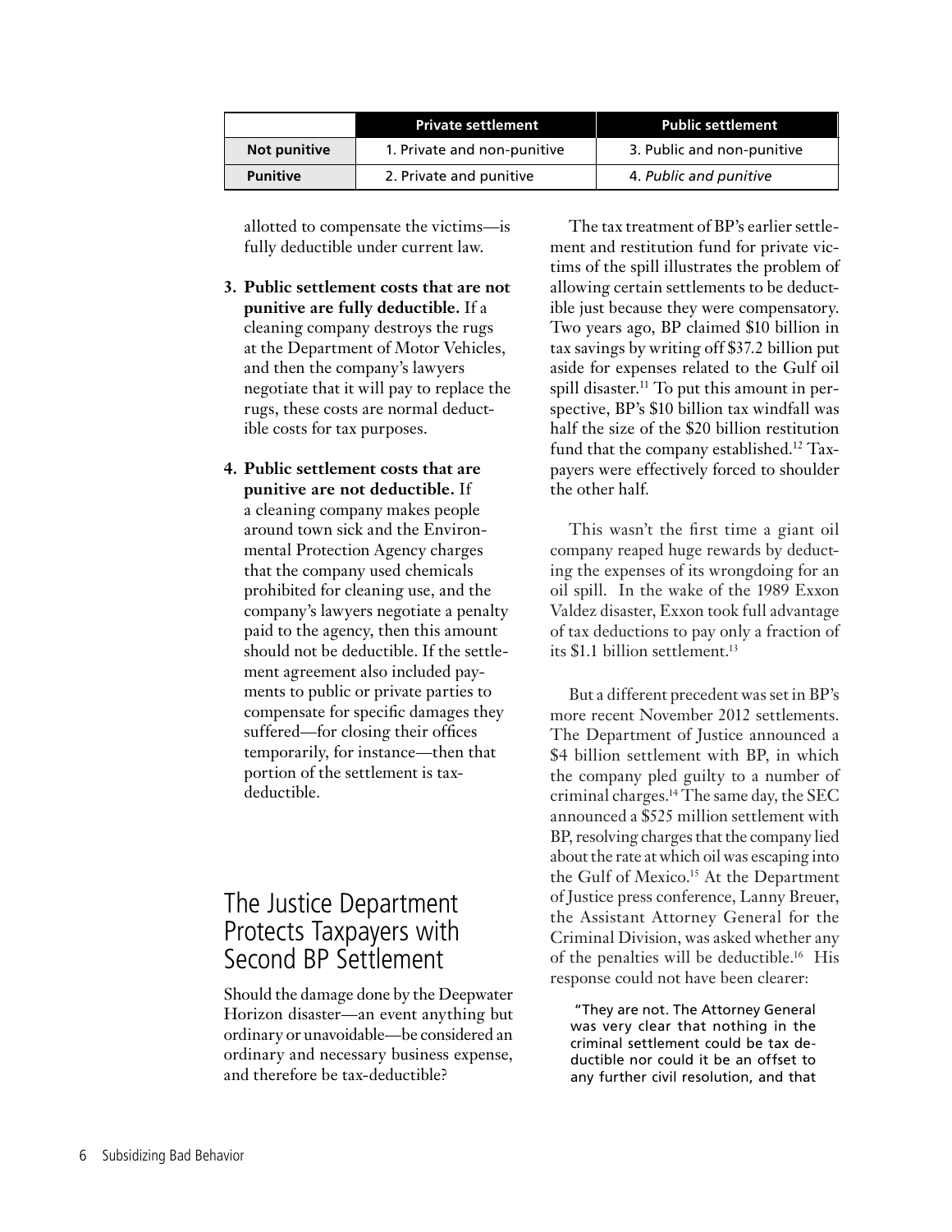| | Private settlement | Public settlement |
|---|---|---|
| **Not punitive** | 1. Private and non-punitive | 3. Public and non-punitive |
| **Punitive** | 2. Private and punitive | 4. *Public and punitive* |

allotted to compensate the victims—is fully deductible under current law.

3. **Public settlement costs that are not punitive are fully deductible.** If a cleaning company destroys the rugs at the Department of Motor Vehicles, and then the company's lawyers negotiate that it will pay to replace the rugs, these costs are normal deductible costs for tax purposes.

4. **Public settlement costs that are punitive are not deductible.** If a cleaning company makes people around town sick and the Environmental Protection Agency charges that the company used chemicals prohibited for cleaning use, and the company's lawyers negotiate a penalty paid to the agency, then this amount should not be deductible. If the settlement agreement also included payments to public or private parties to compensate for specific damages they suffered—for closing their offices temporarily, for instance—then that portion of the settlement is tax-deductible.

## The Justice Department Protects Taxpayers with Second BP Settlement

Should the damage done by the Deepwater Horizon disaster—an event anything but ordinary or unavoidable—be considered an ordinary and necessary business expense, and therefore be tax-deductible?

The tax treatment of BP's earlier settlement and restitution fund for private victims of the spill illustrates the problem of allowing certain settlements to be deductible just because they were compensatory. Two years ago, BP claimed $10 billion in tax savings by writing off $37.2 billion put aside for expenses related to the Gulf oil spill disaster.[11] To put this amount in perspective, BP's $10 billion tax windfall was half the size of the $20 billion restitution fund that the company established.[12] Taxpayers were effectively forced to shoulder the other half.

This wasn't the first time a giant oil company reaped huge rewards by deducting the expenses of its wrongdoing for an oil spill. In the wake of the 1989 Exxon Valdez disaster, Exxon took full advantage of tax deductions to pay only a fraction of its $1.1 billion settlement.[13]

But a different precedent was set in BP's more recent November 2012 settlements. The Department of Justice announced a $4 billion settlement with BP, in which the company pled guilty to a number of criminal charges.[14] The same day, the SEC announced a $525 million settlement with BP, resolving charges that the company lied about the rate at which oil was escaping into the Gulf of Mexico.[15] At the Department of Justice press conference, Lanny Breuer, the Assistant Attorney General for the Criminal Division, was asked whether any of the penalties will be deductible.[16] His response could not have been clearer:

> "They are not. The Attorney General was very clear that nothing in the criminal settlement could be tax deductible nor could it be an offset to any further civil resolution, and that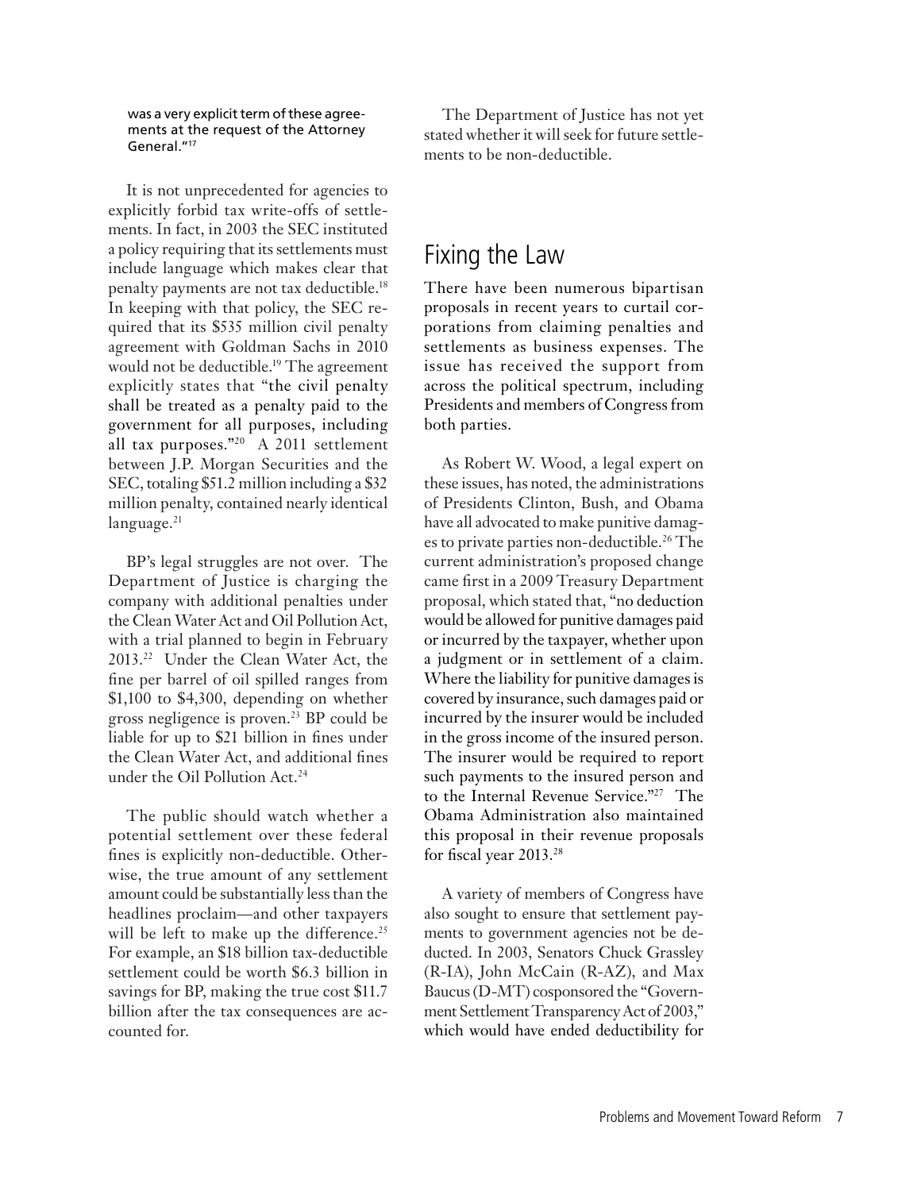was a very explicit term of these agreements at the request of the Attorney General."[17]

It is not unprecedented for agencies to explicitly forbid tax write-offs of settlements. In fact, in 2003 the SEC instituted a policy requiring that its settlements must include language which makes clear that penalty payments are not tax deductible.[18] In keeping with that policy, the SEC required that its $535 million civil penalty agreement with Goldman Sachs in 2010 would not be deductible.[19] The agreement explicitly states that "the civil penalty shall be treated as a penalty paid to the government for all purposes, including all tax purposes."[20] A 2011 settlement between J.P. Morgan Securities and the SEC, totaling $51.2 million including a $32 million penalty, contained nearly identical language.[21]

BP's legal struggles are not over. The Department of Justice is charging the company with additional penalties under the Clean Water Act and Oil Pollution Act, with a trial planned to begin in February 2013.[22] Under the Clean Water Act, the fine per barrel of oil spilled ranges from $1,100 to $4,300, depending on whether gross negligence is proven.[23] BP could be liable for up to $21 billion in fines under the Clean Water Act, and additional fines under the Oil Pollution Act.[24]

The public should watch whether a potential settlement over these federal fines is explicitly non-deductible. Otherwise, the true amount of any settlement amount could be substantially less than the headlines proclaim—and other taxpayers will be left to make up the difference.[25] For example, an $18 billion tax-deductible settlement could be worth $6.3 billion in savings for BP, making the true cost $11.7 billion after the tax consequences are accounted for.

The Department of Justice has not yet stated whether it will seek for future settlements to be non-deductible.

## Fixing the Law

There have been numerous bipartisan proposals in recent years to curtail corporations from claiming penalties and settlements as business expenses. The issue has received the support from across the political spectrum, including Presidents and members of Congress from both parties.

As Robert W. Wood, a legal expert on these issues, has noted, the administrations of Presidents Clinton, Bush, and Obama have all advocated to make punitive damages to private parties non-deductible.[26] The current administration's proposed change came first in a 2009 Treasury Department proposal, which stated that, "no deduction would be allowed for punitive damages paid or incurred by the taxpayer, whether upon a judgment or in settlement of a claim. Where the liability for punitive damages is covered by insurance, such damages paid or incurred by the insurer would be included in the gross income of the insured person. The insurer would be required to report such payments to the insured person and to the Internal Revenue Service."[27] The Obama Administration also maintained this proposal in their revenue proposals for fiscal year 2013.[28]

A variety of members of Congress have also sought to ensure that settlement payments to government agencies not be deducted. In 2003, Senators Chuck Grassley (R-IA), John McCain (R-AZ), and Max Baucus (D-MT) cosponsored the "Government Settlement Transparency Act of 2003," which would have ended deductibility for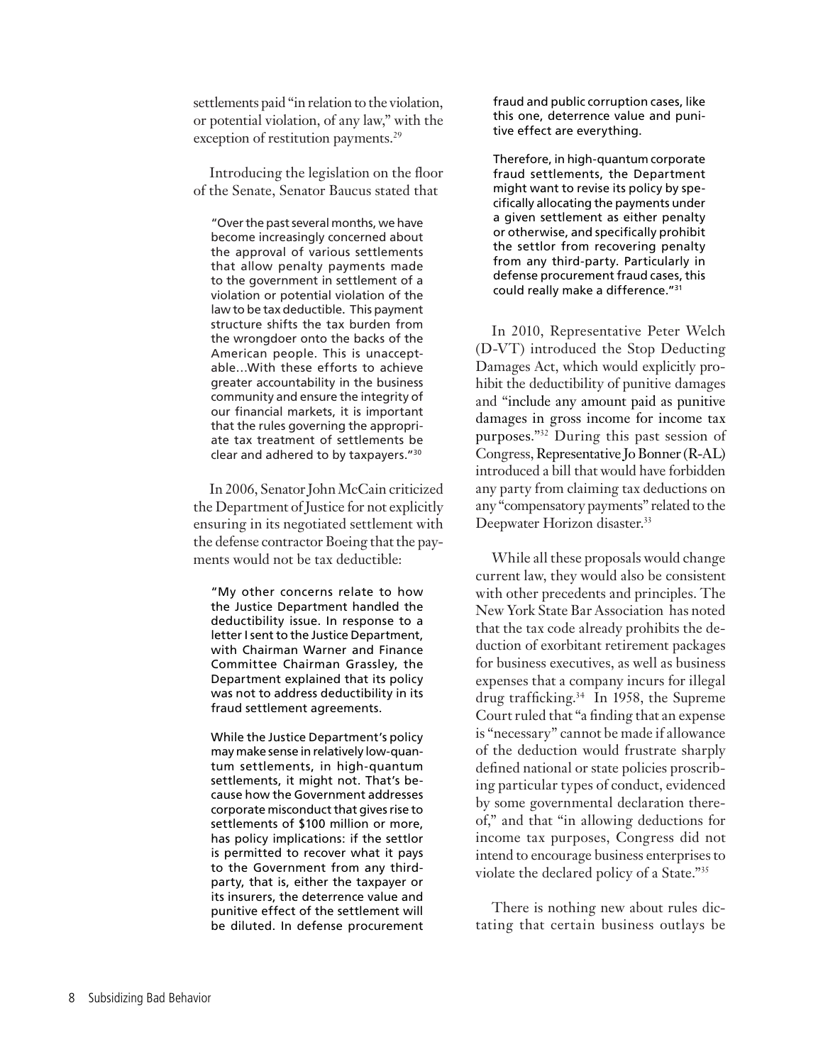settlements paid "in relation to the violation, or potential violation, of any law," with the exception of restitution payments.[29]

Introducing the legislation on the floor of the Senate, Senator Baucus stated that

> "Over the past several months, we have become increasingly concerned about the approval of various settlements that allow penalty payments made to the government in settlement of a violation or potential violation of the law to be tax deductible. This payment structure shifts the tax burden from the wrongdoer onto the backs of the American people. This is unacceptable…With these efforts to achieve greater accountability in the business community and ensure the integrity of our financial markets, it is important that the rules governing the appropriate tax treatment of settlements be clear and adhered to by taxpayers."[30]

In 2006, Senator John McCain criticized the Department of Justice for not explicitly ensuring in its negotiated settlement with the defense contractor Boeing that the payments would not be tax deductible:

> "My other concerns relate to how the Justice Department handled the deductibility issue. In response to a letter I sent to the Justice Department, with Chairman Warner and Finance Committee Chairman Grassley, the Department explained that its policy was not to address deductibility in its fraud settlement agreements.
>
> While the Justice Department's policy may make sense in relatively low-quantum settlements, in high-quantum settlements, it might not. That's because how the Government addresses corporate misconduct that gives rise to settlements of $100 million or more, has policy implications: if the settlor is permitted to recover what it pays to the Government from any third-party, that is, either the taxpayer or its insurers, the deterrence value and punitive effect of the settlement will be diluted. In defense procurement fraud and public corruption cases, like this one, deterrence value and punitive effect are everything.
>
> Therefore, in high-quantum corporate fraud settlements, the Department might want to revise its policy by specifically allocating the payments under a given settlement as either penalty or otherwise, and specifically prohibit the settlor from recovering penalty from any third-party. Particularly in defense procurement fraud cases, this could really make a difference."[31]

In 2010, Representative Peter Welch (D-VT) introduced the Stop Deducting Damages Act, which would explicitly prohibit the deductibility of punitive damages and "include any amount paid as punitive damages in gross income for income tax purposes."[32] During this past session of Congress, Representative Jo Bonner (R-AL) introduced a bill that would have forbidden any party from claiming tax deductions on any "compensatory payments" related to the Deepwater Horizon disaster.[33]

While all these proposals would change current law, they would also be consistent with other precedents and principles. The New York State Bar Association has noted that the tax code already prohibits the deduction of exorbitant retirement packages for business executives, as well as business expenses that a company incurs for illegal drug trafficking.[34] In 1958, the Supreme Court ruled that "a finding that an expense is "necessary" cannot be made if allowance of the deduction would frustrate sharply defined national or state policies proscribing particular types of conduct, evidenced by some governmental declaration thereof," and that "in allowing deductions for income tax purposes, Congress did not intend to encourage business enterprises to violate the declared policy of a State."[35]

There is nothing new about rules dictating that certain business outlays be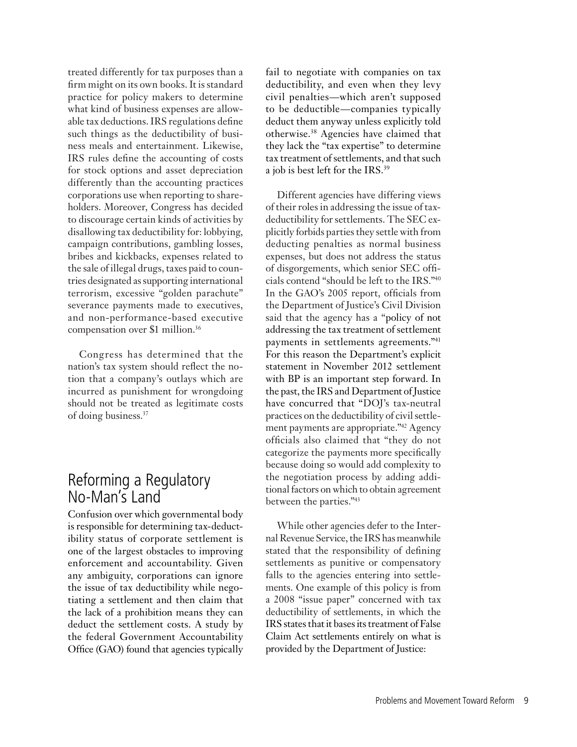treated differently for tax purposes than a firm might on its own books. It is standard practice for policy makers to determine what kind of business expenses are allowable tax deductions. IRS regulations define such things as the deductibility of business meals and entertainment. Likewise, IRS rules define the accounting of costs for stock options and asset depreciation differently than the accounting practices corporations use when reporting to shareholders. Moreover, Congress has decided to discourage certain kinds of activities by disallowing tax deductibility for: lobbying, campaign contributions, gambling losses, bribes and kickbacks, expenses related to the sale of illegal drugs, taxes paid to countries designated as supporting international terrorism, excessive "golden parachute" severance payments made to executives, and non-performance-based executive compensation over $1 million.[36]

Congress has determined that the nation's tax system should reflect the notion that a company's outlays which are incurred as punishment for wrongdoing should not be treated as legitimate costs of doing business.[37]

## Reforming a Regulatory No-Man's Land

Confusion over which governmental body is responsible for determining tax-deductibility status of corporate settlement is one of the largest obstacles to improving enforcement and accountability. Given any ambiguity, corporations can ignore the issue of tax deductibility while negotiating a settlement and then claim that the lack of a prohibition means they can deduct the settlement costs. A study by the federal Government Accountability Office (GAO) found that agencies typically fail to negotiate with companies on tax deductibility, and even when they levy civil penalties—which aren't supposed to be deductible—companies typically deduct them anyway unless explicitly told otherwise.[38] Agencies have claimed that they lack the "tax expertise" to determine tax treatment of settlements, and that such a job is best left for the IRS.[39]

Different agencies have differing views of their roles in addressing the issue of tax-deductibility for settlements. The SEC explicitly forbids parties they settle with from deducting penalties as normal business expenses, but does not address the status of disgorgements, which senior SEC officials contend "should be left to the IRS."[40] In the GAO's 2005 report, officials from the Department of Justice's Civil Division said that the agency has a "policy of not addressing the tax treatment of settlement payments in settlements agreements."[41] For this reason the Department's explicit statement in November 2012 settlement with BP is an important step forward. In the past, the IRS and Department of Justice have concurred that "DOJ's tax-neutral practices on the deductibility of civil settlement payments are appropriate."[42] Agency officials also claimed that "they do not categorize the payments more specifically because doing so would add complexity to the negotiation process by adding additional factors on which to obtain agreement between the parties."[43]

While other agencies defer to the Internal Revenue Service, the IRS has meanwhile stated that the responsibility of defining settlements as punitive or compensatory falls to the agencies entering into settlements. One example of this policy is from a 2008 "issue paper" concerned with tax deductibility of settlements, in which the IRS states that it bases its treatment of False Claim Act settlements entirely on what is provided by the Department of Justice: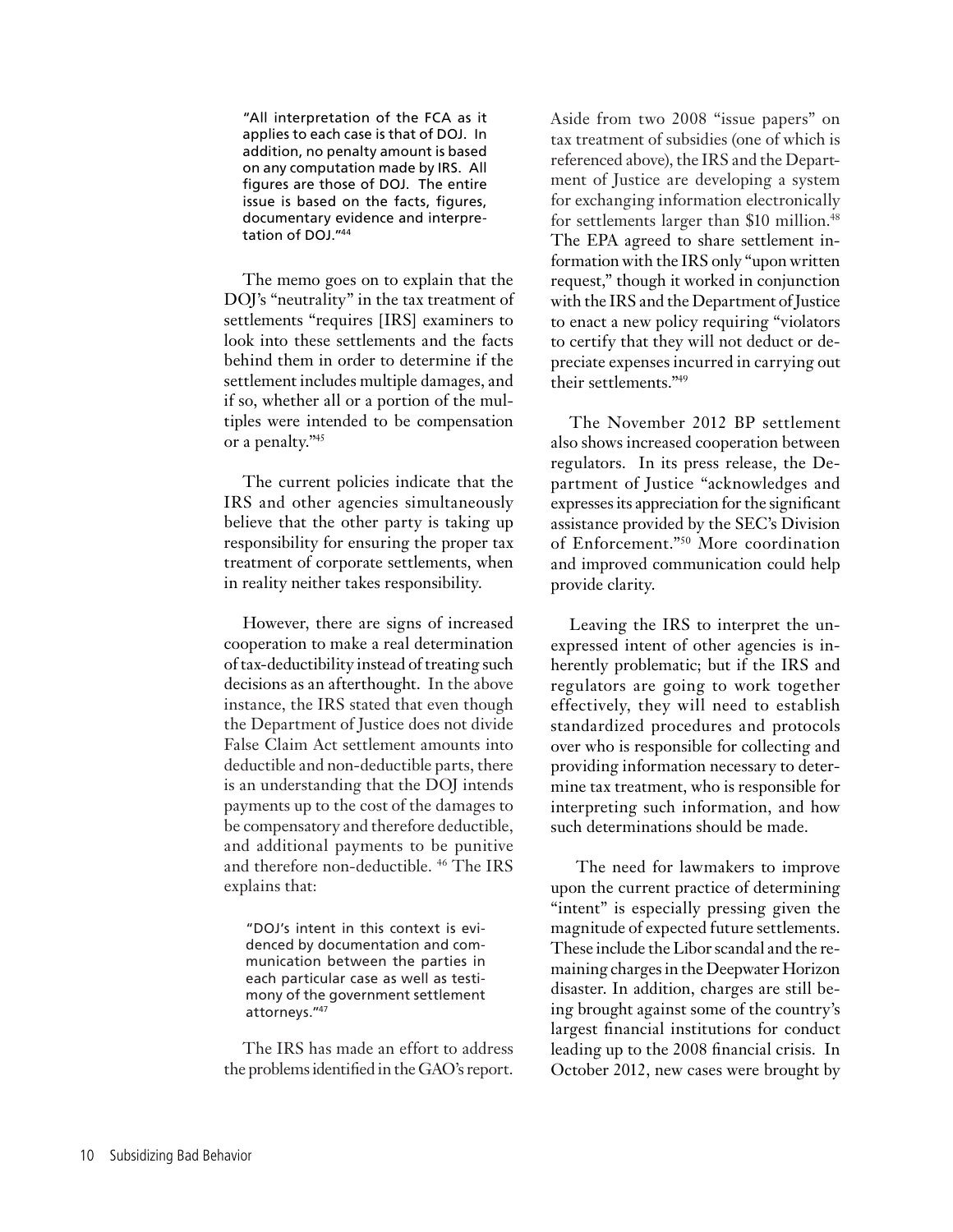> "All interpretation of the FCA as it applies to each case is that of DOJ. In addition, no penalty amount is based on any computation made by IRS. All figures are those of DOJ. The entire issue is based on the facts, figures, documentary evidence and interpretation of DOJ."[44]

The memo goes on to explain that the DOJ's "neutrality" in the tax treatment of settlements "requires [IRS] examiners to look into these settlements and the facts behind them in order to determine if the settlement includes multiple damages, and if so, whether all or a portion of the multiples were intended to be compensation or a penalty."[45]

The current policies indicate that the IRS and other agencies simultaneously believe that the other party is taking up responsibility for ensuring the proper tax treatment of corporate settlements, when in reality neither takes responsibility.

However, there are signs of increased cooperation to make a real determination of tax-deductibility instead of treating such decisions as an afterthought. In the above instance, the IRS stated that even though the Department of Justice does not divide False Claim Act settlement amounts into deductible and non-deductible parts, there is an understanding that the DOJ intends payments up to the cost of the damages to be compensatory and therefore deductible, and additional payments to be punitive and therefore non-deductible. [46] The IRS explains that:

> "DOJ's intent in this context is evidenced by documentation and communication between the parties in each particular case as well as testimony of the government settlement attorneys."[47]

The IRS has made an effort to address the problems identified in the GAO's report. Aside from two 2008 "issue papers" on tax treatment of subsidies (one of which is referenced above), the IRS and the Department of Justice are developing a system for exchanging information electronically for settlements larger than $10 million.[48] The EPA agreed to share settlement information with the IRS only "upon written request," though it worked in conjunction with the IRS and the Department of Justice to enact a new policy requiring "violators to certify that they will not deduct or depreciate expenses incurred in carrying out their settlements."[49]

The November 2012 BP settlement also shows increased cooperation between regulators. In its press release, the Department of Justice "acknowledges and expresses its appreciation for the significant assistance provided by the SEC's Division of Enforcement."[50] More coordination and improved communication could help provide clarity.

Leaving the IRS to interpret the unexpressed intent of other agencies is inherently problematic; but if the IRS and regulators are going to work together effectively, they will need to establish standardized procedures and protocols over who is responsible for collecting and providing information necessary to determine tax treatment, who is responsible for interpreting such information, and how such determinations should be made.

The need for lawmakers to improve upon the current practice of determining "intent" is especially pressing given the magnitude of expected future settlements. These include the Libor scandal and the remaining charges in the Deepwater Horizon disaster. In addition, charges are still being brought against some of the country's largest financial institutions for conduct leading up to the 2008 financial crisis. In October 2012, new cases were brought by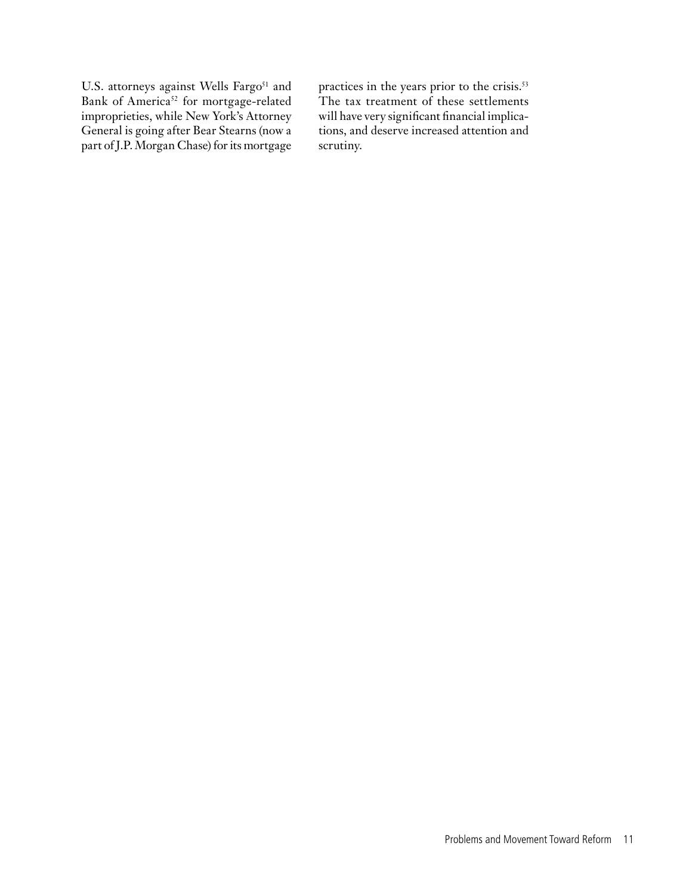U.S. attorneys against Wells Fargo[51] and Bank of America[52] for mortgage-related improprieties, while New York's Attorney General is going after Bear Stearns (now a part of J.P. Morgan Chase) for its mortgage practices in the years prior to the crisis.[53] The tax treatment of these settlements will have very significant financial implications, and deserve increased attention and scrutiny.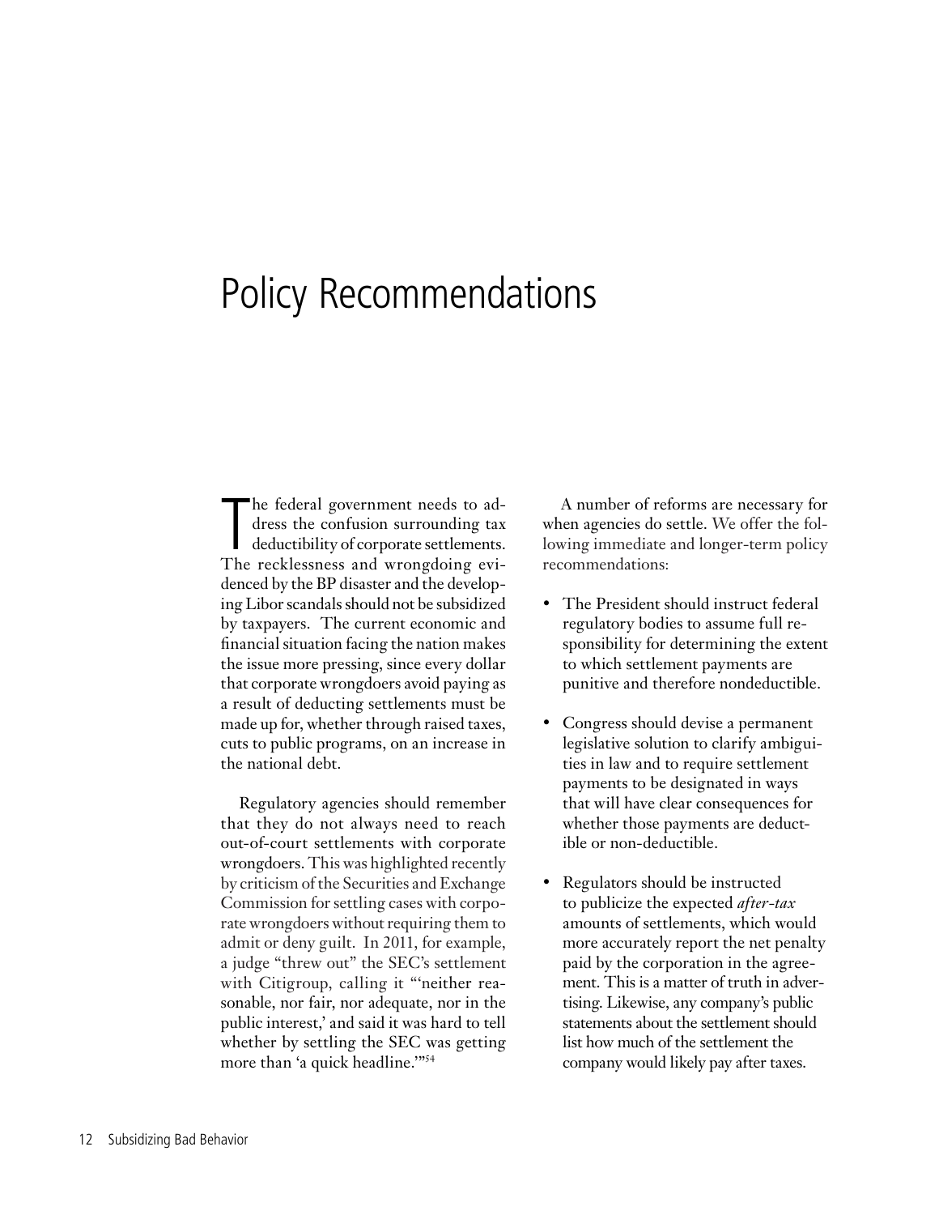# Policy Recommendations

The federal government needs to address the confusion surrounding tax deductibility of corporate settlements. The recklessness and wrongdoing evidenced by the BP disaster and the developing Libor scandals should not be subsidized by taxpayers. The current economic and financial situation facing the nation makes the issue more pressing, since every dollar that corporate wrongdoers avoid paying as a result of deducting settlements must be made up for, whether through raised taxes, cuts to public programs, on an increase in the national debt.

Regulatory agencies should remember that they do not always need to reach out-of-court settlements with corporate wrongdoers. This was highlighted recently by criticism of the Securities and Exchange Commission for settling cases with corporate wrongdoers without requiring them to admit or deny guilt. In 2011, for example, a judge "threw out" the SEC's settlement with Citigroup, calling it "'neither reasonable, nor fair, nor adequate, nor in the public interest,' and said it was hard to tell whether by settling the SEC was getting more than 'a quick headline.'"[54]

A number of reforms are necessary for when agencies do settle. We offer the following immediate and longer-term policy recommendations:

- The President should instruct federal regulatory bodies to assume full responsibility for determining the extent to which settlement payments are punitive and therefore nondeductible.
- Congress should devise a permanent legislative solution to clarify ambiguities in law and to require settlement payments to be designated in ways that will have clear consequences for whether those payments are deductible or non-deductible.
- Regulators should be instructed to publicize the expected *after-tax* amounts of settlements, which would more accurately report the net penalty paid by the corporation in the agreement. This is a matter of truth in advertising. Likewise, any company's public statements about the settlement should list how much of the settlement the company would likely pay after taxes.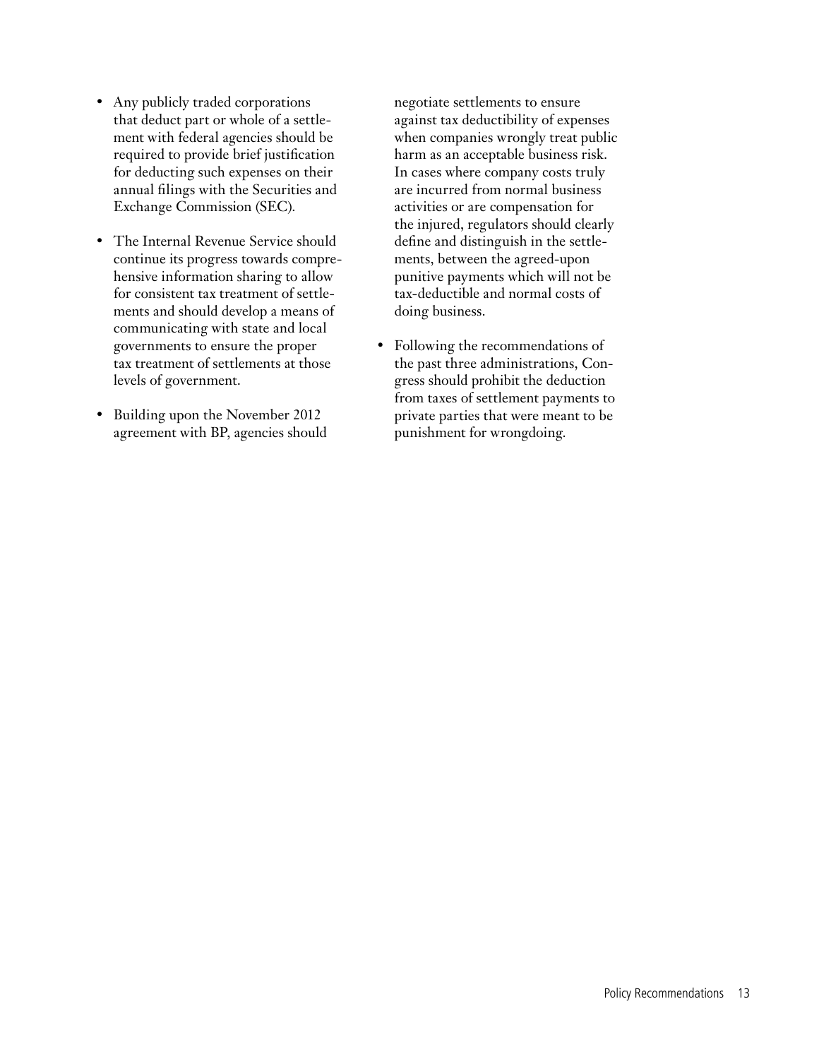- Any publicly traded corporations that deduct part or whole of a settlement with federal agencies should be required to provide brief justification for deducting such expenses on their annual filings with the Securities and Exchange Commission (SEC).

- The Internal Revenue Service should continue its progress towards comprehensive information sharing to allow for consistent tax treatment of settlements and should develop a means of communicating with state and local governments to ensure the proper tax treatment of settlements at those levels of government.

- Building upon the November 2012 agreement with BP, agencies should negotiate settlements to ensure against tax deductibility of expenses when companies wrongly treat public harm as an acceptable business risk. In cases where company costs truly are incurred from normal business activities or are compensation for the injured, regulators should clearly define and distinguish in the settlements, between the agreed-upon punitive payments which will not be tax-deductible and normal costs of doing business.

- Following the recommendations of the past three administrations, Congress should prohibit the deduction from taxes of settlement payments to private parties that were meant to be punishment for wrongdoing.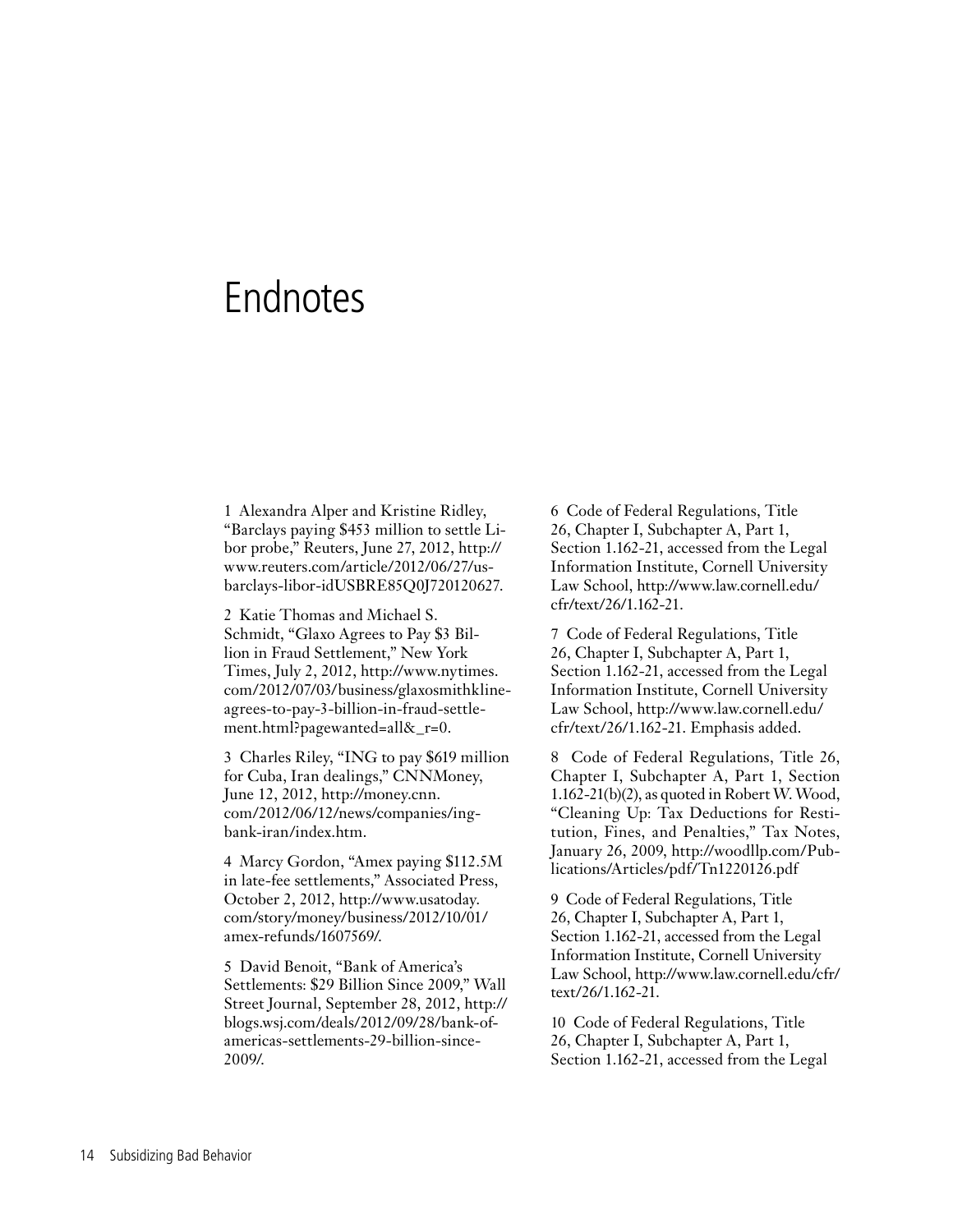# Endnotes

1 Alexandra Alper and Kristine Ridley, "Barclays paying $453 million to settle Libor probe," Reuters, June 27, 2012, http://www.reuters.com/article/2012/06/27/us-barclays-libor-idUSBRE85Q0J720120627.

2 Katie Thomas and Michael S. Schmidt, "Glaxo Agrees to Pay $3 Billion in Fraud Settlement," New York Times, July 2, 2012, http://www.nytimes.com/2012/07/03/business/glaxosmithkline-agrees-to-pay-3-billion-in-fraud-settlement.html?pagewanted=all&_r=0.

3 Charles Riley, "ING to pay $619 million for Cuba, Iran dealings," CNNMoney, June 12, 2012, http://money.cnn.com/2012/06/12/news/companies/ing-bank-iran/index.htm.

4 Marcy Gordon, "Amex paying $112.5M in late-fee settlements," Associated Press, October 2, 2012, http://www.usatoday.com/story/money/business/2012/10/01/amex-refunds/1607569/.

5 David Benoit, "Bank of America's Settlements: $29 Billion Since 2009," Wall Street Journal, September 28, 2012, http://blogs.wsj.com/deals/2012/09/28/bank-of-americas-settlements-29-billion-since-2009/.

6 Code of Federal Regulations, Title 26, Chapter I, Subchapter A, Part 1, Section 1.162-21, accessed from the Legal Information Institute, Cornell University Law School, http://www.law.cornell.edu/cfr/text/26/1.162-21.

7 Code of Federal Regulations, Title 26, Chapter I, Subchapter A, Part 1, Section 1.162-21, accessed from the Legal Information Institute, Cornell University Law School, http://www.law.cornell.edu/cfr/text/26/1.162-21. Emphasis added.

8 Code of Federal Regulations, Title 26, Chapter I, Subchapter A, Part 1, Section 1.162-21(b)(2), as quoted in Robert W. Wood, "Cleaning Up: Tax Deductions for Restitution, Fines, and Penalties," Tax Notes, January 26, 2009, http://woodllp.com/Publications/Articles/pdf/Tn1220126.pdf

9 Code of Federal Regulations, Title 26, Chapter I, Subchapter A, Part 1, Section 1.162-21, accessed from the Legal Information Institute, Cornell University Law School, http://www.law.cornell.edu/cfr/text/26/1.162-21.

10 Code of Federal Regulations, Title 26, Chapter I, Subchapter A, Part 1, Section 1.162-21, accessed from the Legal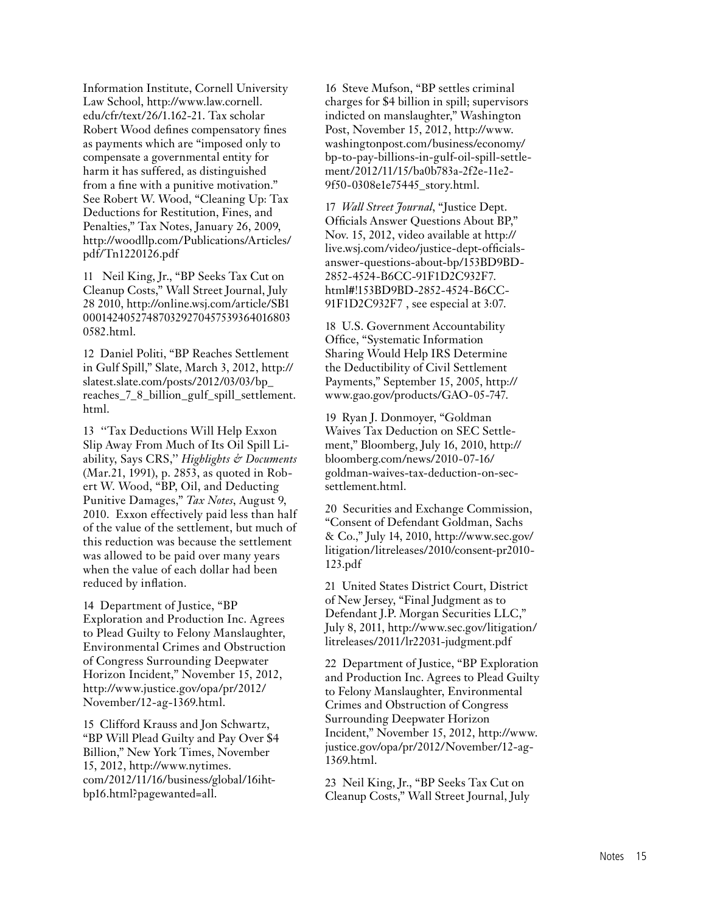Information Institute, Cornell University Law School, http://www.law.cornell.edu/cfr/text/26/1.162-21. Tax scholar Robert Wood defines compensatory fines as payments which are "imposed only to compensate a governmental entity for harm it has suffered, as distinguished from a fine with a punitive motivation." See Robert W. Wood, "Cleaning Up: Tax Deductions for Restitution, Fines, and Penalties," Tax Notes, January 26, 2009, http://woodllp.com/Publications/Articles/pdf/Tn1220126.pdf

11 Neil King, Jr., "BP Seeks Tax Cut on Cleanup Costs," Wall Street Journal, July 28 2010, http://online.wsj.com/article/SB10001424052748703292704575393640168030582.html.

12 Daniel Politi, "BP Reaches Settlement in Gulf Spill," Slate, March 3, 2012, http://slatest.slate.com/posts/2012/03/03/bp_reaches_7_8_billion_gulf_spill_settlement.html.

13 "Tax Deductions Will Help Exxon Slip Away From Much of Its Oil Spill Liability, Says CRS," *Highlights & Documents* (Mar.21, 1991), p. 2853, as quoted in Robert W. Wood, "BP, Oil, and Deducting Punitive Damages," *Tax Notes*, August 9, 2010. Exxon effectively paid less than half of the value of the settlement, but much of this reduction was because the settlement was allowed to be paid over many years when the value of each dollar had been reduced by inflation.

14 Department of Justice, "BP Exploration and Production Inc. Agrees to Plead Guilty to Felony Manslaughter, Environmental Crimes and Obstruction of Congress Surrounding Deepwater Horizon Incident," November 15, 2012, http://www.justice.gov/opa/pr/2012/November/12-ag-1369.html.

15 Clifford Krauss and Jon Schwartz, "BP Will Plead Guilty and Pay Over $4 Billion," New York Times, November 15, 2012, http://www.nytimes.com/2012/11/16/business/global/16iht-bp16.html?pagewanted=all.

16 Steve Mufson, "BP settles criminal charges for $4 billion in spill; supervisors indicted on manslaughter," Washington Post, November 15, 2012, http://www.washingtonpost.com/business/economy/bp-to-pay-billions-in-gulf-oil-spill-settlement/2012/11/15/ba0b783a-2f2e-11e2-9f50-0308e1e75445_story.html.

17 *Wall Street Journal*, "Justice Dept. Officials Answer Questions About BP," Nov. 15, 2012, video available at http://live.wsj.com/video/justice-dept-officials-answer-questions-about-bp/153BD9BD-2852-4524-B6CC-91F1D2C932F7.html#!153BD9BD-2852-4524-B6CC-91F1D2C932F7 , see especial at 3:07.

18 U.S. Government Accountability Office, "Systematic Information Sharing Would Help IRS Determine the Deductibility of Civil Settlement Payments," September 15, 2005, http://www.gao.gov/products/GAO-05-747.

19 Ryan J. Donmoyer, "Goldman Waives Tax Deduction on SEC Settlement," Bloomberg, July 16, 2010, http://bloomberg.com/news/2010-07-16/goldman-waives-tax-deduction-on-sec-settlement.html.

20 Securities and Exchange Commission, "Consent of Defendant Goldman, Sachs & Co.," July 14, 2010, http://www.sec.gov/litigation/litreleases/2010/consent-pr2010-123.pdf

21 United States District Court, District of New Jersey, "Final Judgment as to Defendant J.P. Morgan Securities LLC," July 8, 2011, http://www.sec.gov/litigation/litreleases/2011/lr22031-judgment.pdf

22 Department of Justice, "BP Exploration and Production Inc. Agrees to Plead Guilty to Felony Manslaughter, Environmental Crimes and Obstruction of Congress Surrounding Deepwater Horizon Incident," November 15, 2012, http://www.justice.gov/opa/pr/2012/November/12-ag-1369.html.

23 Neil King, Jr., "BP Seeks Tax Cut on Cleanup Costs," Wall Street Journal, July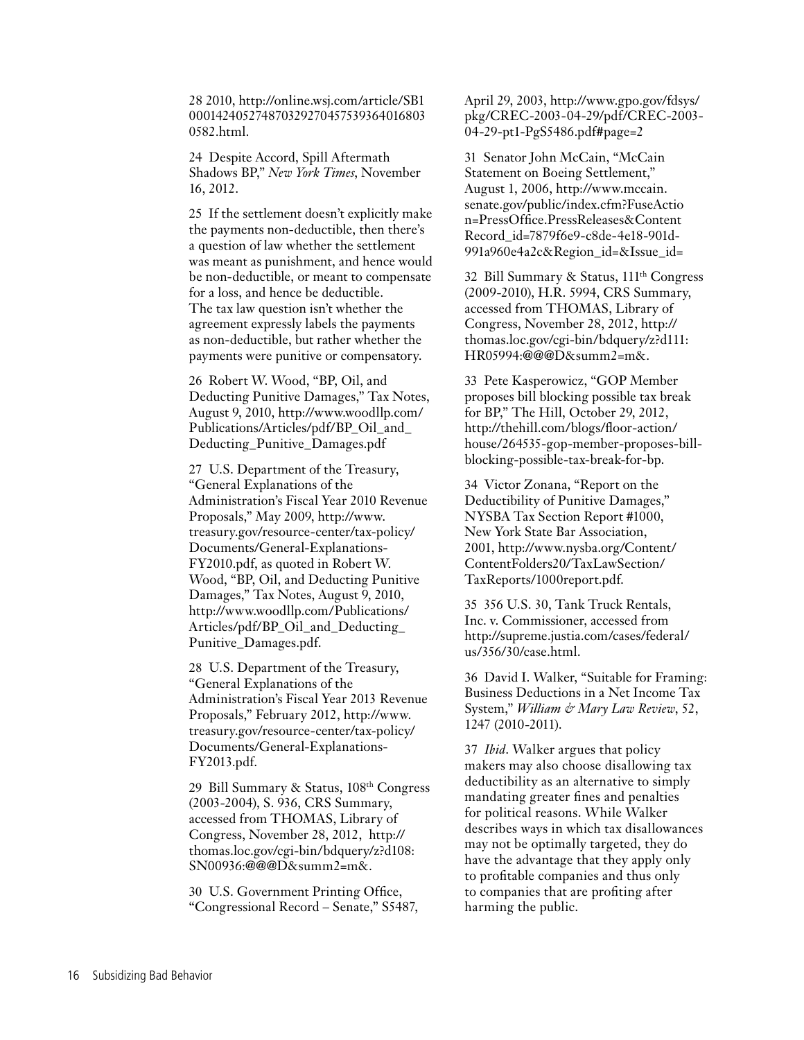28 2010, http://online.wsj.com/article/SB10001424052748703292704575393640168030582.html.

24 Despite Accord, Spill Aftermath Shadows BP," *New York Times*, November 16, 2012.

25 If the settlement doesn't explicitly make the payments non-deductible, then there's a question of law whether the settlement was meant as punishment, and hence would be non-deductible, or meant to compensate for a loss, and hence be deductible. The tax law question isn't whether the agreement expressly labels the payments as non-deductible, but rather whether the payments were punitive or compensatory.

26 Robert W. Wood, "BP, Oil, and Deducting Punitive Damages," Tax Notes, August 9, 2010, http://www.woodllp.com/Publications/Articles/pdf/BP_Oil_and_Deducting_Punitive_Damages.pdf

27 U.S. Department of the Treasury, "General Explanations of the Administration's Fiscal Year 2010 Revenue Proposals," May 2009, http://www.treasury.gov/resource-center/tax-policy/Documents/General-Explanations-FY2010.pdf, as quoted in Robert W. Wood, "BP, Oil, and Deducting Punitive Damages," Tax Notes, August 9, 2010, http://www.woodllp.com/Publications/Articles/pdf/BP_Oil_and_Deducting_Punitive_Damages.pdf.

28 U.S. Department of the Treasury, "General Explanations of the Administration's Fiscal Year 2013 Revenue Proposals," February 2012, http://www.treasury.gov/resource-center/tax-policy/Documents/General-Explanations-FY2013.pdf.

29 Bill Summary & Status, 108th Congress (2003-2004), S. 936, CRS Summary, accessed from THOMAS, Library of Congress, November 28, 2012, http://thomas.loc.gov/cgi-bin/bdquery/z?d108:SN00936:@@@D&summ2=m&.

30 U.S. Government Printing Office, "Congressional Record – Senate," S5487, April 29, 2003, http://www.gpo.gov/fdsys/pkg/CREC-2003-04-29/pdf/CREC-2003-04-29-pt1-PgS5486.pdf#page=2

31 Senator John McCain, "McCain Statement on Boeing Settlement," August 1, 2006, http://www.mccain.senate.gov/public/index.cfm?FuseAction=PressOffice.PressReleases&ContentRecord_id=7879f6e9-c8de-4e18-901d-991a960e4a2c&Region_id=&Issue_id=

32 Bill Summary & Status, 111th Congress (2009-2010), H.R. 5994, CRS Summary, accessed from THOMAS, Library of Congress, November 28, 2012, http://thomas.loc.gov/cgi-bin/bdquery/z?d111:HR05994:@@@D&summ2=m&.

33 Pete Kasperowicz, "GOP Member proposes bill blocking possible tax break for BP," The Hill, October 29, 2012, http://thehill.com/blogs/floor-action/house/264535-gop-member-proposes-bill-blocking-possible-tax-break-for-bp.

34 Victor Zonana, "Report on the Deductibility of Punitive Damages," NYSBA Tax Section Report #1000, New York State Bar Association, 2001, http://www.nysba.org/Content/ContentFolders20/TaxLawSection/TaxReports/1000report.pdf.

35 356 U.S. 30, Tank Truck Rentals, Inc. v. Commissioner, accessed from http://supreme.justia.com/cases/federal/us/356/30/case.html.

36 David I. Walker, "Suitable for Framing: Business Deductions in a Net Income Tax System," *William & Mary Law Review*, 52, 1247 (2010-2011).

37 *Ibid*. Walker argues that policy makers may also choose disallowing tax deductibility as an alternative to simply mandating greater fines and penalties for political reasons. While Walker describes ways in which tax disallowances may not be optimally targeted, they do have the advantage that they apply only to profitable companies and thus only to companies that are profiting after harming the public.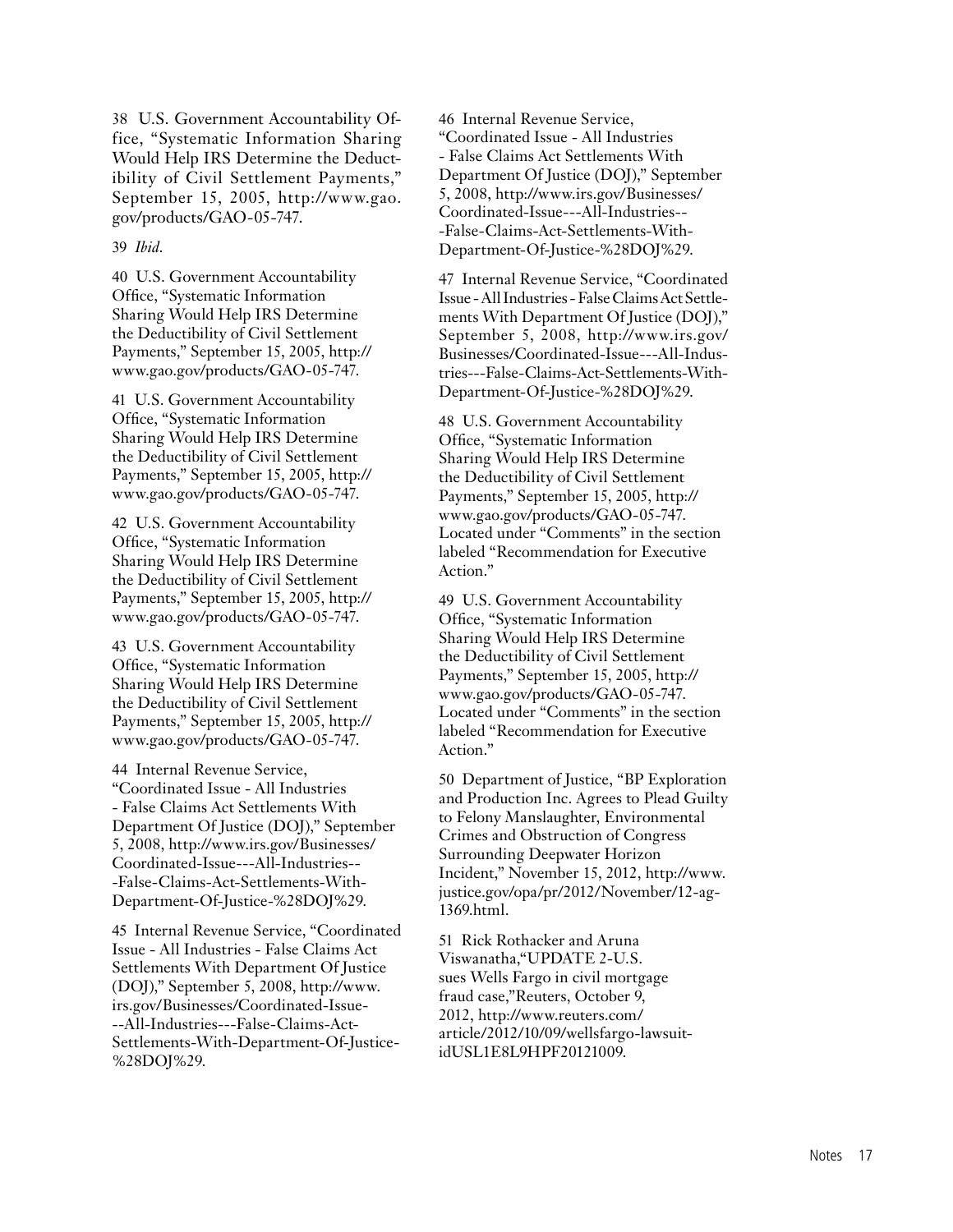38 U.S. Government Accountability Office, "Systematic Information Sharing Would Help IRS Determine the Deductibility of Civil Settlement Payments," September 15, 2005, http://www.gao.gov/products/GAO-05-747.

39 *Ibid*.

40 U.S. Government Accountability Office, "Systematic Information Sharing Would Help IRS Determine the Deductibility of Civil Settlement Payments," September 15, 2005, http://www.gao.gov/products/GAO-05-747.

41 U.S. Government Accountability Office, "Systematic Information Sharing Would Help IRS Determine the Deductibility of Civil Settlement Payments," September 15, 2005, http://www.gao.gov/products/GAO-05-747.

42 U.S. Government Accountability Office, "Systematic Information Sharing Would Help IRS Determine the Deductibility of Civil Settlement Payments," September 15, 2005, http://www.gao.gov/products/GAO-05-747.

43 U.S. Government Accountability Office, "Systematic Information Sharing Would Help IRS Determine the Deductibility of Civil Settlement Payments," September 15, 2005, http://www.gao.gov/products/GAO-05-747.

44 Internal Revenue Service, "Coordinated Issue - All Industries - False Claims Act Settlements With Department Of Justice (DOJ)," September 5, 2008, http://www.irs.gov/Businesses/Coordinated-Issue---All-Industries---False-Claims-Act-Settlements-With-Department-Of-Justice-%28DOJ%29.

45 Internal Revenue Service, "Coordinated Issue - All Industries - False Claims Act Settlements With Department Of Justice (DOJ)," September 5, 2008, http://www.irs.gov/Businesses/Coordinated-Issue---All-Industries---False-Claims-Act-Settlements-With-Department-Of-Justice-%28DOJ%29.

46 Internal Revenue Service, "Coordinated Issue - All Industries - False Claims Act Settlements With Department Of Justice (DOJ)," September 5, 2008, http://www.irs.gov/Businesses/Coordinated-Issue---All-Industries---False-Claims-Act-Settlements-With-Department-Of-Justice-%28DOJ%29.

47 Internal Revenue Service, "Coordinated Issue - All Industries - False Claims Act Settlements With Department Of Justice (DOJ)," September 5, 2008, http://www.irs.gov/Businesses/Coordinated-Issue---All-Industries---False-Claims-Act-Settlements-With-Department-Of-Justice-%28DOJ%29.

48 U.S. Government Accountability Office, "Systematic Information Sharing Would Help IRS Determine the Deductibility of Civil Settlement Payments," September 15, 2005, http://www.gao.gov/products/GAO-05-747. Located under "Comments" in the section labeled "Recommendation for Executive Action."

49 U.S. Government Accountability Office, "Systematic Information Sharing Would Help IRS Determine the Deductibility of Civil Settlement Payments," September 15, 2005, http://www.gao.gov/products/GAO-05-747. Located under "Comments" in the section labeled "Recommendation for Executive Action."

50 Department of Justice, "BP Exploration and Production Inc. Agrees to Plead Guilty to Felony Manslaughter, Environmental Crimes and Obstruction of Congress Surrounding Deepwater Horizon Incident," November 15, 2012, http://www.justice.gov/opa/pr/2012/November/12-ag-1369.html.

51 Rick Rothacker and Aruna Viswanatha,"UPDATE 2-U.S. sues Wells Fargo in civil mortgage fraud case,"Reuters, October 9, 2012, http://www.reuters.com/article/2012/10/09/wellsfargo-lawsuit-idUSL1E8L9HPF20121009.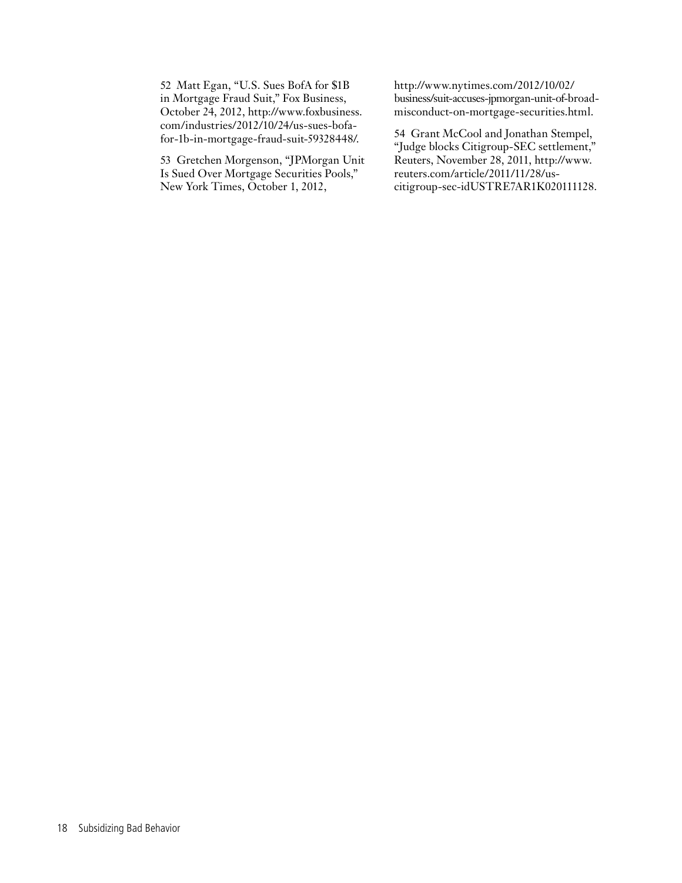52 Matt Egan, "U.S. Sues BofA for $1B in Mortgage Fraud Suit," Fox Business, October 24, 2012, http://www.foxbusiness.com/industries/2012/10/24/us-sues-bofa-for-1b-in-mortgage-fraud-suit-59328448/.

53 Gretchen Morgenson, "JPMorgan Unit Is Sued Over Mortgage Securities Pools," New York Times, October 1, 2012, http://www.nytimes.com/2012/10/02/business/suit-accuses-jpmorgan-unit-of-broad-misconduct-on-mortgage-securities.html.

54 Grant McCool and Jonathan Stempel, "Judge blocks Citigroup-SEC settlement," Reuters, November 28, 2011, http://www.reuters.com/article/2011/11/28/us-citigroup-sec-idUSTRE7AR1K020111128.